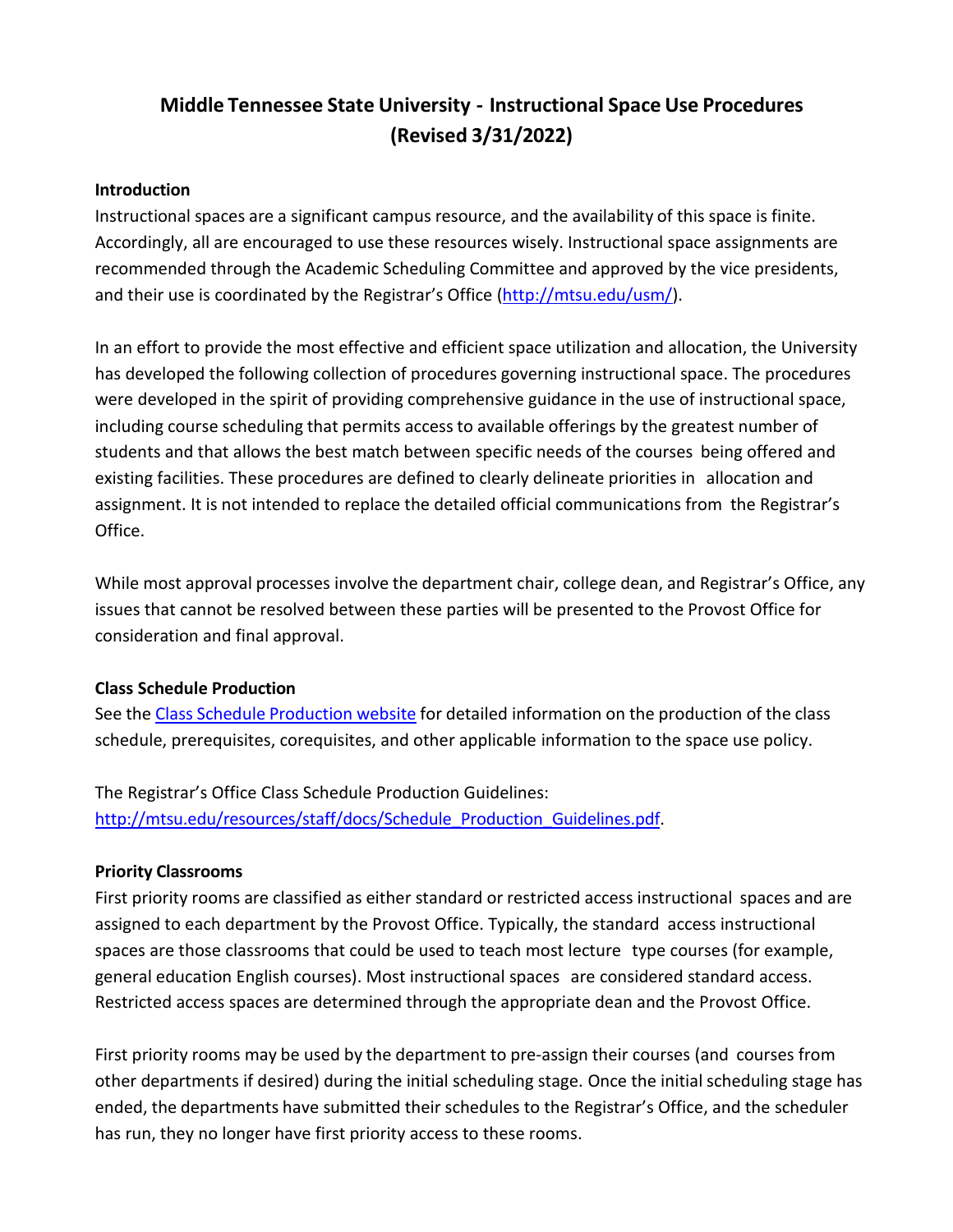# Middle Tennessee State University - Instructional Space Use Procedures (Revised 3/31/2022)

## Introduction

Instructional spaces are a significant campus resource, and the availability of this space is finite. Accordingly, all are encouraged to use these resources wisely. Instructional space assignments are recommended through the Academic Scheduling Committee and approved by the vice presidents, and their use is coordinated by the Registrar's Office ([http://mtsu.edu/usm/](http://mtsu.edu/usm/)).

In an effort to provide the most effective and efficient space utilization and allocation, the University has developed the following collection of procedures governing instructional space. The procedures were developed in the spirit of providing comprehensive guidance in the use of instructional space, including course scheduling that permits access to available offerings by the greatest number of students and that allows the best match between specific needs of the courses being offered and existing facilities. These procedures are defined to clearly delineate priorities in allocation and assignment. It is not intended to replace the detailed official communications from the Registrar's Office.

While most approval processes involve the department chair, college dean, and Registrar's Office, any issues that cannot be resolved between these parties will be presented to the Provost Office for consideration and final approval.

## Class Schedule Production

See the Class Schedule Production website for detailed information on the production of the class schedule, prerequisites, corequisites, and other applicable information to the space use policy.

The Registrar's Office Class Schedule Production Guidelines:
[http://mtsu.edu/resources/staff/docs/Schedule_Production_Guidelines.pdf](http://mtsu.edu/resources/staff/docs/Schedule_Production_Guidelines.pdf).

## Priority Classrooms

First priority rooms are classified as either standard or restricted access instructional spaces and are assigned to each department by the Provost Office. Typically, the standard access instructional spaces are those classrooms that could be used to teach most lecture type courses (for example, general education English courses). Most instructional spaces are considered standard access. Restricted access spaces are determined through the appropriate dean and the Provost Office.

First priority rooms may be used by the department to pre-assign their courses (and courses from other departments if desired) during the initial scheduling stage. Once the initial scheduling stage has ended, the departments have submitted their schedules to the Registrar's Office, and the scheduler has run, they no longer have first priority access to these rooms.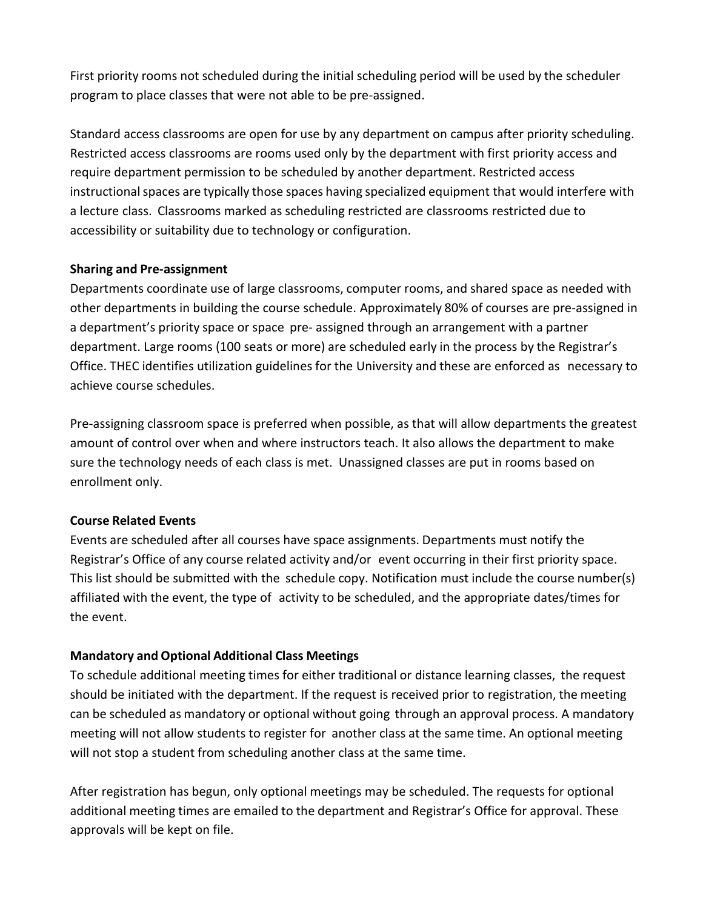First priority rooms not scheduled during the initial scheduling period will be used by the scheduler program to place classes that were not able to be pre-assigned.

Standard access classrooms are open for use by any department on campus after priority scheduling. Restricted access classrooms are rooms used only by the department with first priority access and require department permission to be scheduled by another department. Restricted access instructional spaces are typically those spaces having specialized equipment that would interfere with a lecture class. Classrooms marked as scheduling restricted are classrooms restricted due to accessibility or suitability due to technology or configuration.

**Sharing and Pre-assignment**

Departments coordinate use of large classrooms, computer rooms, and shared space as needed with other departments in building the course schedule. Approximately 80% of courses are pre-assigned in a department's priority space or space pre- assigned through an arrangement with a partner department. Large rooms (100 seats or more) are scheduled early in the process by the Registrar's Office. THEC identifies utilization guidelines for the University and these are enforced as necessary to achieve course schedules.

Pre-assigning classroom space is preferred when possible, as that will allow departments the greatest amount of control over when and where instructors teach. It also allows the department to make sure the technology needs of each class is met. Unassigned classes are put in rooms based on enrollment only.

**Course Related Events**

Events are scheduled after all courses have space assignments. Departments must notify the Registrar's Office of any course related activity and/or event occurring in their first priority space. This list should be submitted with the schedule copy. Notification must include the course number(s) affiliated with the event, the type of activity to be scheduled, and the appropriate dates/times for the event.

**Mandatory and Optional Additional Class Meetings**

To schedule additional meeting times for either traditional or distance learning classes, the request should be initiated with the department. If the request is received prior to registration, the meeting can be scheduled as mandatory or optional without going through an approval process. A mandatory meeting will not allow students to register for another class at the same time. An optional meeting will not stop a student from scheduling another class at the same time.

After registration has begun, only optional meetings may be scheduled. The requests for optional additional meeting times are emailed to the department and Registrar's Office for approval. These approvals will be kept on file.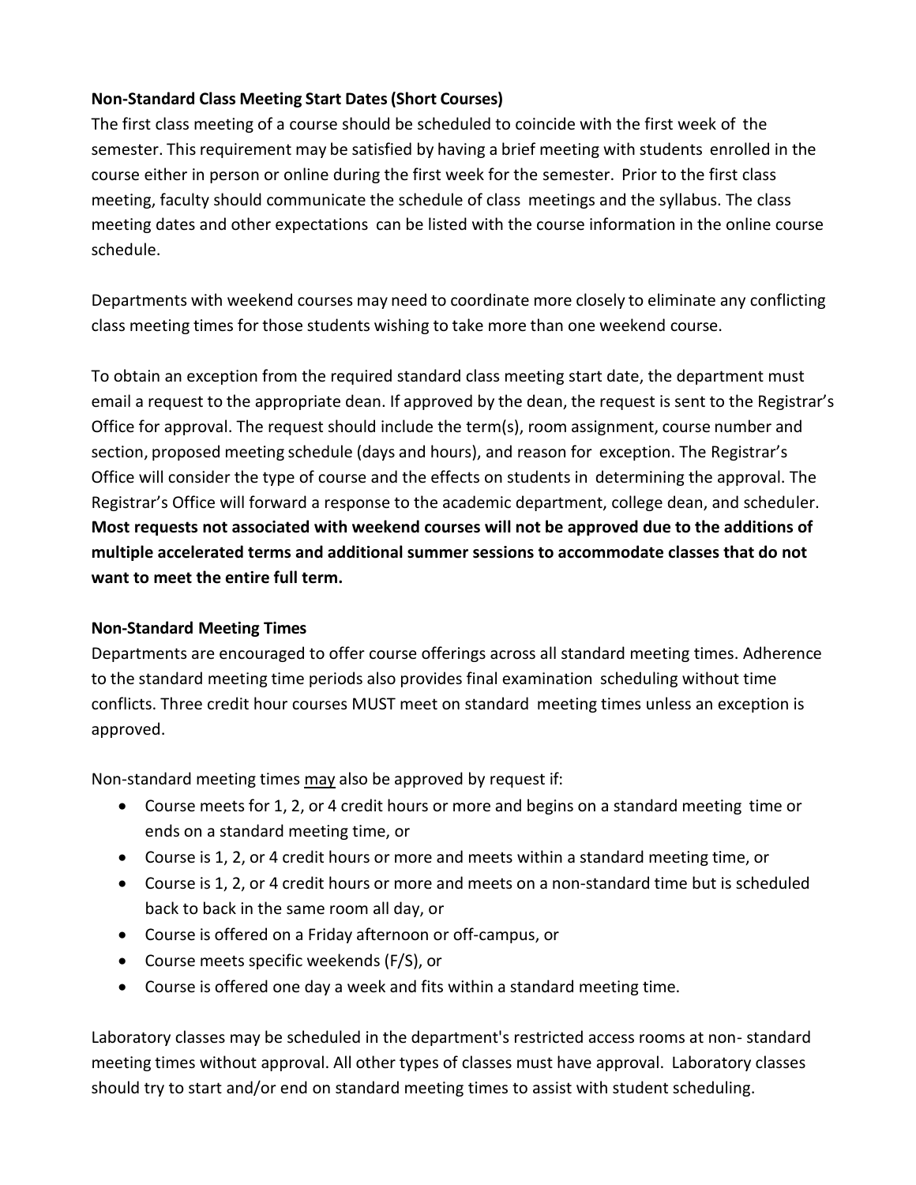**Non-Standard Class Meeting Start Dates (Short Courses)**

The first class meeting of a course should be scheduled to coincide with the first week of the semester. This requirement may be satisfied by having a brief meeting with students enrolled in the course either in person or online during the first week for the semester. Prior to the first class meeting, faculty should communicate the schedule of class meetings and the syllabus. The class meeting dates and other expectations can be listed with the course information in the online course schedule.

Departments with weekend courses may need to coordinate more closely to eliminate any conflicting class meeting times for those students wishing to take more than one weekend course.

To obtain an exception from the required standard class meeting start date, the department must email a request to the appropriate dean. If approved by the dean, the request is sent to the Registrar's Office for approval. The request should include the term(s), room assignment, course number and section, proposed meeting schedule (days and hours), and reason for exception. The Registrar's Office will consider the type of course and the effects on students in determining the approval. The Registrar's Office will forward a response to the academic department, college dean, and scheduler. **Most requests not associated with weekend courses will not be approved due to the additions of multiple accelerated terms and additional summer sessions to accommodate classes that do not want to meet the entire full term.**

**Non-Standard Meeting Times**

Departments are encouraged to offer course offerings across all standard meeting times. Adherence to the standard meeting time periods also provides final examination scheduling without time conflicts. Three credit hour courses MUST meet on standard meeting times unless an exception is approved.

Non-standard meeting times <u>may</u> also be approved by request if:

- Course meets for 1, 2, or 4 credit hours or more and begins on a standard meeting time or ends on a standard meeting time, or
- Course is 1, 2, or 4 credit hours or more and meets within a standard meeting time, or
- Course is 1, 2, or 4 credit hours or more and meets on a non-standard time but is scheduled back to back in the same room all day, or
- Course is offered on a Friday afternoon or off-campus, or
- Course meets specific weekends (F/S), or
- Course is offered one day a week and fits within a standard meeting time.

Laboratory classes may be scheduled in the department's restricted access rooms at non- standard meeting times without approval. All other types of classes must have approval. Laboratory classes should try to start and/or end on standard meeting times to assist with student scheduling.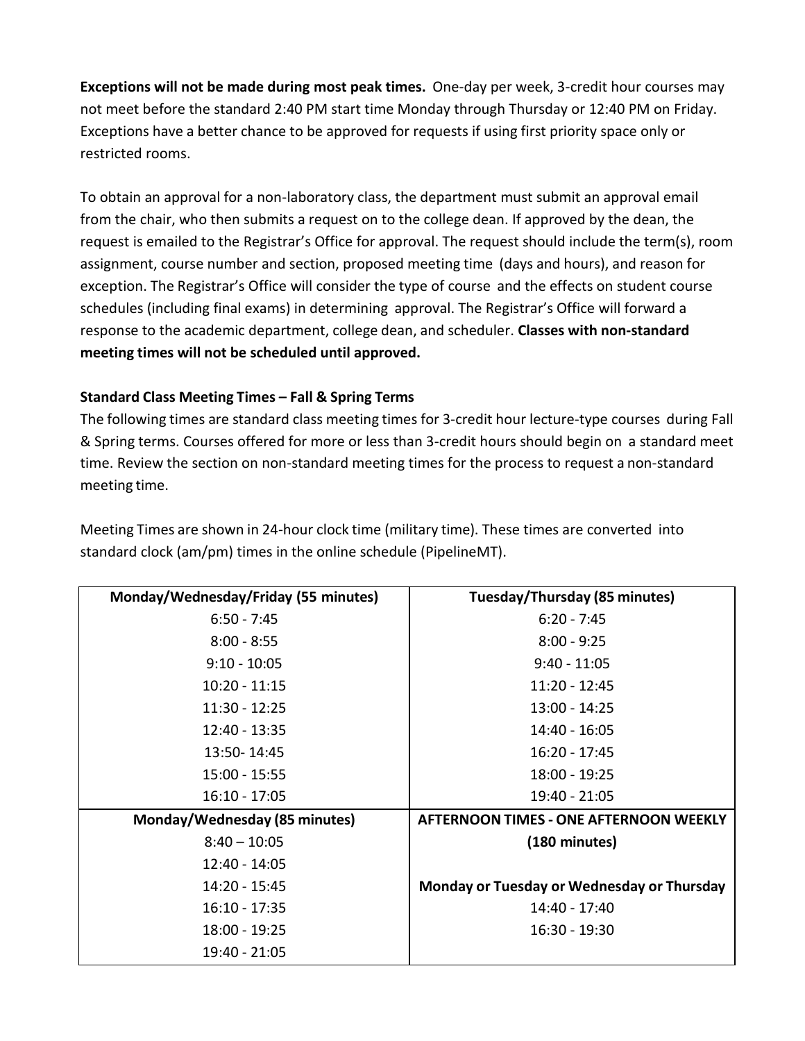**Exceptions will not be made during most peak times.** One-day per week, 3-credit hour courses may not meet before the standard 2:40 PM start time Monday through Thursday or 12:40 PM on Friday. Exceptions have a better chance to be approved for requests if using first priority space only or restricted rooms.

To obtain an approval for a non-laboratory class, the department must submit an approval email from the chair, who then submits a request on to the college dean. If approved by the dean, the request is emailed to the Registrar's Office for approval. The request should include the term(s), room assignment, course number and section, proposed meeting time (days and hours), and reason for exception. The Registrar's Office will consider the type of course and the effects on student course schedules (including final exams) in determining approval. The Registrar's Office will forward a response to the academic department, college dean, and scheduler. **Classes with non-standard meeting times will not be scheduled until approved.**

**Standard Class Meeting Times – Fall & Spring Terms**

The following times are standard class meeting times for 3-credit hour lecture-type courses during Fall & Spring terms. Courses offered for more or less than 3-credit hours should begin on a standard meet time. Review the section on non-standard meeting times for the process to request a non-standard meeting time.

Meeting Times are shown in 24-hour clock time (military time). These times are converted into standard clock (am/pm) times in the online schedule (PipelineMT).

| Monday/Wednesday/Friday (55 minutes) | Tuesday/Thursday (85 minutes) |
|---|---|
| 6:50 - 7:45 | 6:20 - 7:45 |
| 8:00 - 8:55 | 8:00 - 9:25 |
| 9:10 - 10:05 | 9:40 - 11:05 |
| 10:20 - 11:15 | 11:20 - 12:45 |
| 11:30 - 12:25 | 13:00 - 14:25 |
| 12:40 - 13:35 | 14:40 - 16:05 |
| 13:50- 14:45 | 16:20 - 17:45 |
| 15:00 - 15:55 | 18:00 - 19:25 |
| 16:10 - 17:05 | 19:40 - 21:05 |
| **Monday/Wednesday (85 minutes)** | **AFTERNOON TIMES - ONE AFTERNOON WEEKLY (180 minutes)** |
| 8:40 – 10:05 | |
| 12:40 - 14:05 | **Monday or Tuesday or Wednesday or Thursday** |
| 14:20 - 15:45 | 14:40 - 17:40 |
| 16:10 - 17:35 | 16:30 - 19:30 |
| 18:00 - 19:25 | |
| 19:40 - 21:05 | |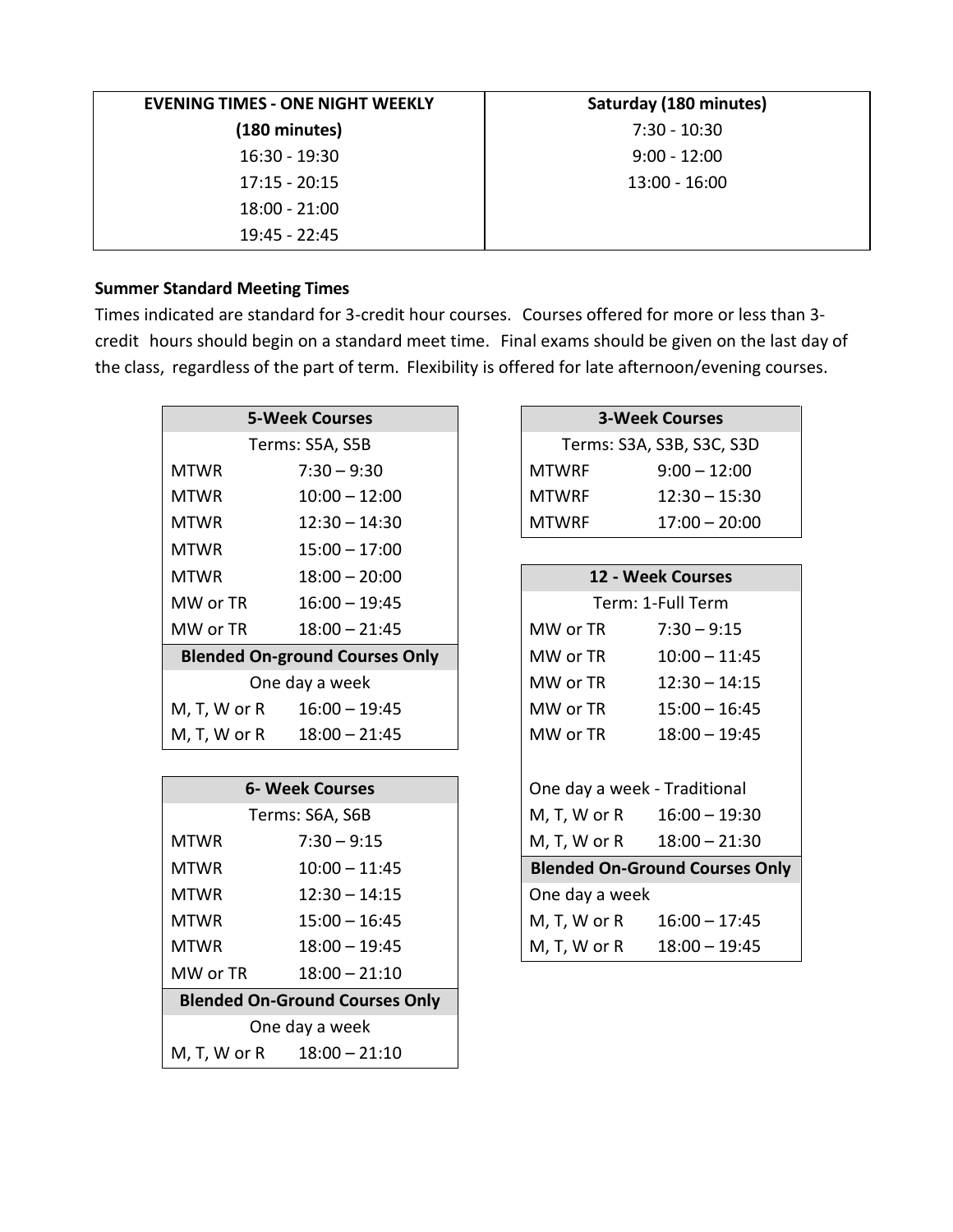| EVENING TIMES - ONE NIGHT WEEKLY (180 minutes) | Saturday (180 minutes) |
| --- | --- |
| 16:30 - 19:30 | 7:30 - 10:30 |
| 17:15 - 20:15 | 9:00 - 12:00 |
| 18:00 - 21:00 | 13:00 - 16:00 |
| 19:45 - 22:45 | |

**Summer Standard Meeting Times**

Times indicated are standard for 3-credit hour courses. Courses offered for more or less than 3-credit hours should begin on a standard meet time. Final exams should be given on the last day of the class, regardless of the part of term. Flexibility is offered for late afternoon/evening courses.

| 5-Week Courses | |
| --- | --- |
| Terms: S5A, S5B | |
| MTWR | 7:30 – 9:30 |
| MTWR | 10:00 – 12:00 |
| MTWR | 12:30 – 14:30 |
| MTWR | 15:00 – 17:00 |
| MTWR | 18:00 – 20:00 |
| MW or TR | 16:00 – 19:45 |
| MW or TR | 18:00 – 21:45 |
| **Blended On-ground Courses Only** | |
| One day a week | |
| M, T, W or R | 16:00 – 19:45 |
| M, T, W or R | 18:00 – 21:45 |

| 6- Week Courses | |
| --- | --- |
| Terms: S6A, S6B | |
| MTWR | 7:30 – 9:15 |
| MTWR | 10:00 – 11:45 |
| MTWR | 12:30 – 14:15 |
| MTWR | 15:00 – 16:45 |
| MTWR | 18:00 – 19:45 |
| MW or TR | 18:00 – 21:10 |
| **Blended On-Ground Courses Only** | |
| One day a week | |
| M, T, W or R | 18:00 – 21:10 |

| 3-Week Courses | |
| --- | --- |
| Terms: S3A, S3B, S3C, S3D | |
| MTWRF | 9:00 – 12:00 |
| MTWRF | 12:30 – 15:30 |
| MTWRF | 17:00 – 20:00 |

| 12 - Week Courses | |
| --- | --- |
| Term: 1-Full Term | |
| MW or TR | 7:30 – 9:15 |
| MW or TR | 10:00 – 11:45 |
| MW or TR | 12:30 – 14:15 |
| MW or TR | 15:00 – 16:45 |
| MW or TR | 18:00 – 19:45 |
| | |
| One day a week - Traditional | |
| M, T, W or R | 16:00 – 19:30 |
| M, T, W or R | 18:00 – 21:30 |
| **Blended On-Ground Courses Only** | |
| One day a week | |
| M, T, W or R | 16:00 – 17:45 |
| M, T, W or R | 18:00 – 19:45 |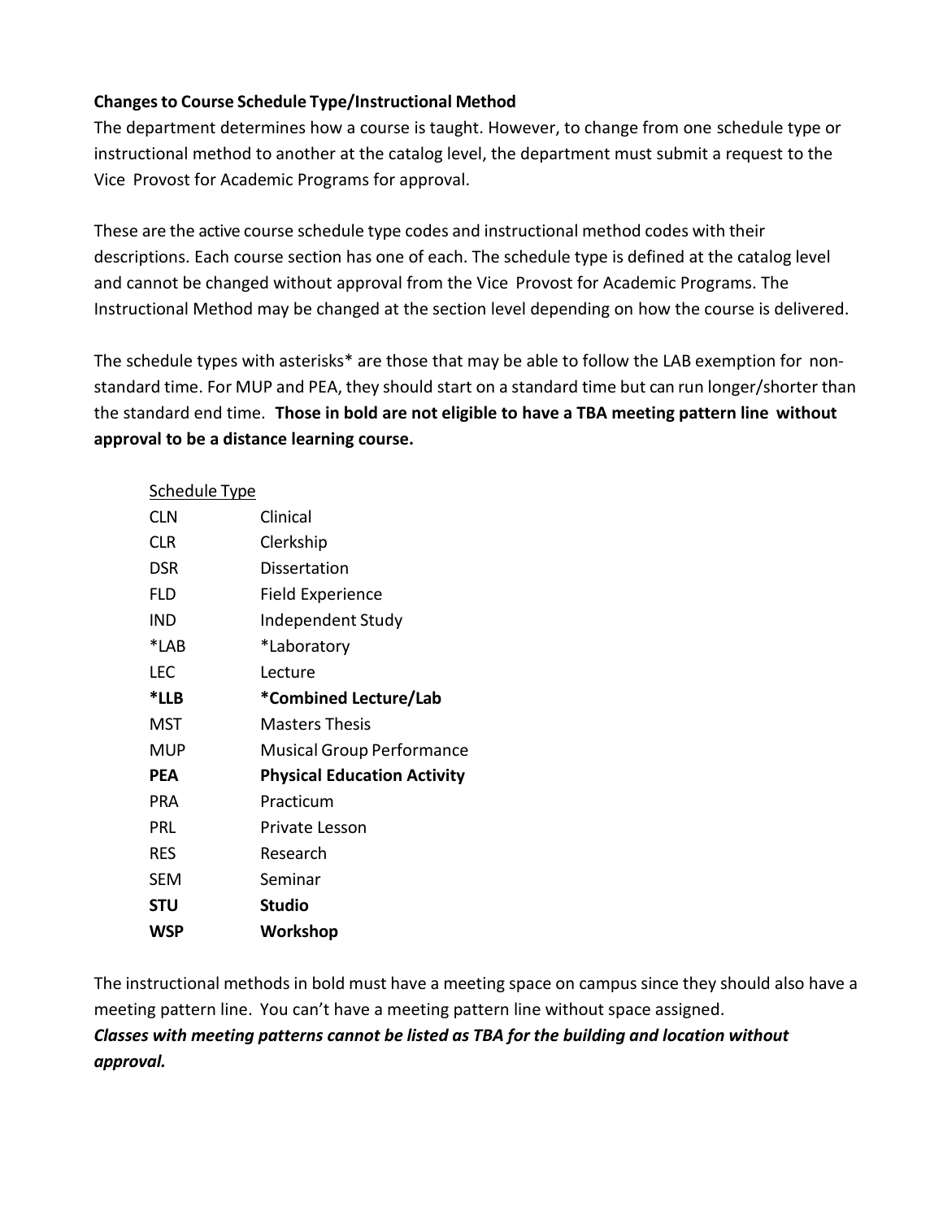**Changes to Course Schedule Type/Instructional Method**

The department determines how a course is taught. However, to change from one schedule type or instructional method to another at the catalog level, the department must submit a request to the Vice Provost for Academic Programs for approval.

These are the active course schedule type codes and instructional method codes with their descriptions. Each course section has one of each. The schedule type is defined at the catalog level and cannot be changed without approval from the Vice Provost for Academic Programs. The Instructional Method may be changed at the section level depending on how the course is delivered.

The schedule types with asterisks* are those that may be able to follow the LAB exemption for non-standard time. For MUP and PEA, they should start on a standard time but can run longer/shorter than the standard end time. **Those in bold are not eligible to have a TBA meeting pattern line without approval to be a distance learning course.**

| Schedule Type | |
|---|---|
| CLN | Clinical |
| CLR | Clerkship |
| DSR | Dissertation |
| FLD | Field Experience |
| IND | Independent Study |
| *LAB | *Laboratory |
| LEC | Lecture |
| ***LLB** | ***Combined Lecture/Lab** |
| MST | Masters Thesis |
| MUP | Musical Group Performance |
| **PEA** | **Physical Education Activity** |
| PRA | Practicum |
| PRL | Private Lesson |
| RES | Research |
| SEM | Seminar |
| **STU** | **Studio** |
| **WSP** | **Workshop** |

The instructional methods in bold must have a meeting space on campus since they should also have a meeting pattern line. You can't have a meeting pattern line without space assigned.

***Classes with meeting patterns cannot be listed as TBA for the building and location without approval.***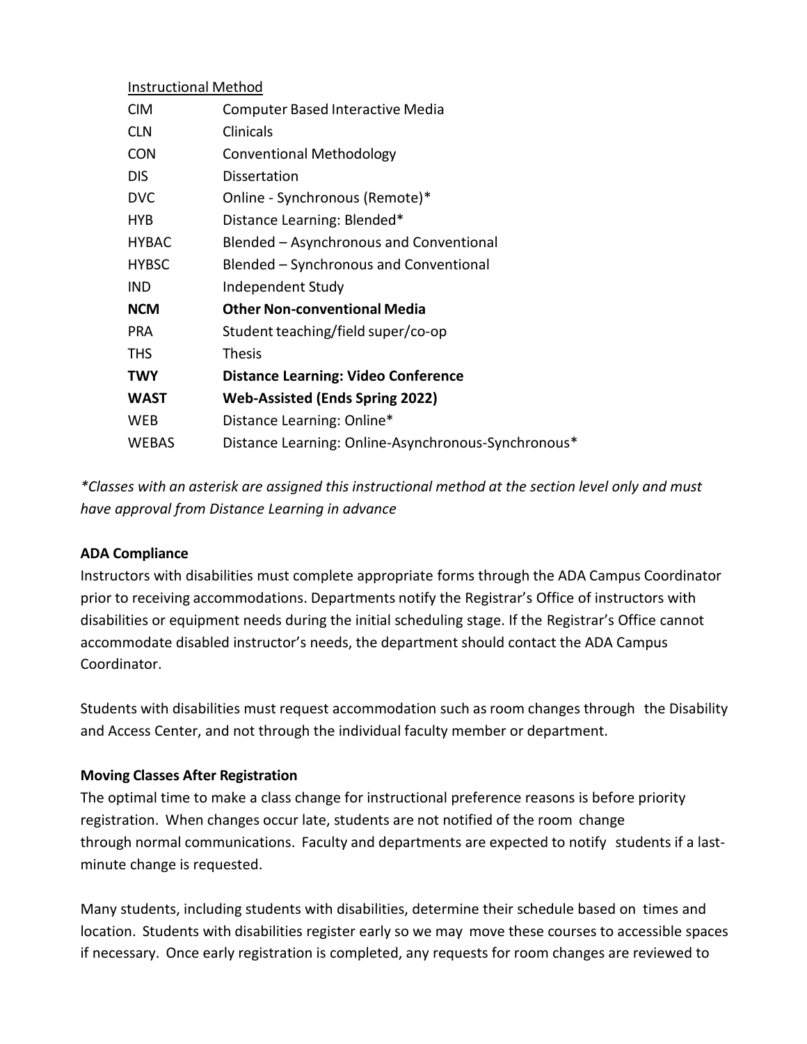Instructional Method

| | |
|---|---|
| CIM | Computer Based Interactive Media |
| CLN | Clinicals |
| CON | Conventional Methodology |
| DIS | Dissertation |
| DVC | Online - Synchronous (Remote)* |
| HYB | Distance Learning: Blended* |
| HYBAC | Blended – Asynchronous and Conventional |
| HYBSC | Blended – Synchronous and Conventional |
| IND | Independent Study |
| **NCM** | **Other Non-conventional Media** |
| PRA | Student teaching/field super/co-op |
| THS | Thesis |
| **TWY** | **Distance Learning: Video Conference** |
| **WAST** | **Web-Assisted (Ends Spring 2022)** |
| WEB | Distance Learning: Online* |
| WEBAS | Distance Learning: Online-Asynchronous-Synchronous* |

*\*Classes with an asterisk are assigned this instructional method at the section level only and must have approval from Distance Learning in advance*

**ADA Compliance**

Instructors with disabilities must complete appropriate forms through the ADA Campus Coordinator prior to receiving accommodations. Departments notify the Registrar's Office of instructors with disabilities or equipment needs during the initial scheduling stage. If the Registrar's Office cannot accommodate disabled instructor's needs, the department should contact the ADA Campus Coordinator.

Students with disabilities must request accommodation such as room changes through the Disability and Access Center, and not through the individual faculty member or department.

**Moving Classes After Registration**

The optimal time to make a class change for instructional preference reasons is before priority registration. When changes occur late, students are not notified of the room change through normal communications. Faculty and departments are expected to notify students if a last-minute change is requested.

Many students, including students with disabilities, determine their schedule based on times and location. Students with disabilities register early so we may move these courses to accessible spaces if necessary. Once early registration is completed, any requests for room changes are reviewed to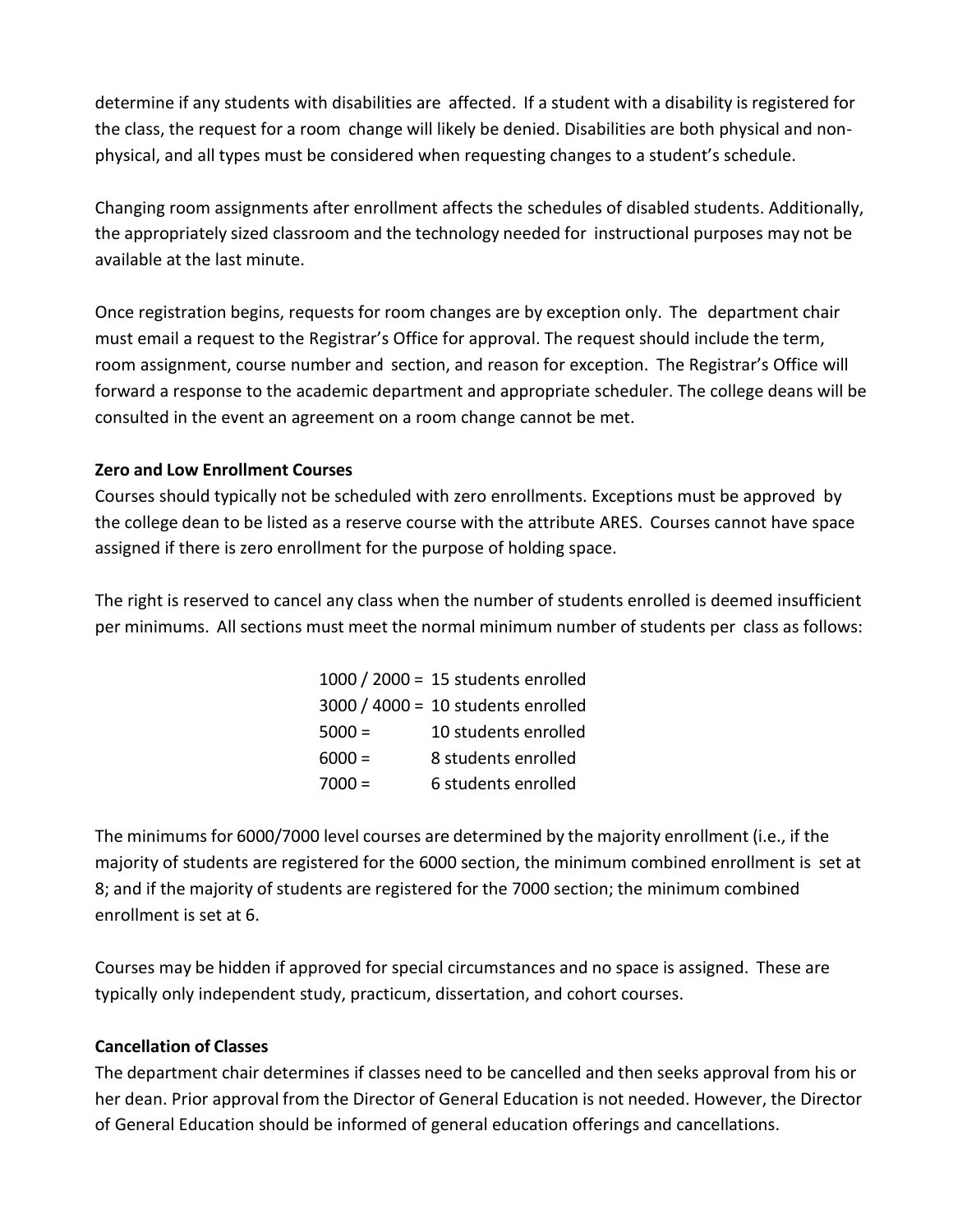determine if any students with disabilities are affected. If a student with a disability is registered for the class, the request for a room change will likely be denied. Disabilities are both physical and non-physical, and all types must be considered when requesting changes to a student's schedule.

Changing room assignments after enrollment affects the schedules of disabled students. Additionally, the appropriately sized classroom and the technology needed for instructional purposes may not be available at the last minute.

Once registration begins, requests for room changes are by exception only. The department chair must email a request to the Registrar's Office for approval. The request should include the term, room assignment, course number and section, and reason for exception. The Registrar's Office will forward a response to the academic department and appropriate scheduler. The college deans will be consulted in the event an agreement on a room change cannot be met.

**Zero and Low Enrollment Courses**

Courses should typically not be scheduled with zero enrollments. Exceptions must be approved by the college dean to be listed as a reserve course with the attribute ARES. Courses cannot have space assigned if there is zero enrollment for the purpose of holding space.

The right is reserved to cancel any class when the number of students enrolled is deemed insufficient per minimums. All sections must meet the normal minimum number of students per class as follows:

| | |
|---|---|
| 1000 / 2000 = | 15 students enrolled |
| 3000 / 4000 = | 10 students enrolled |
| 5000 = | 10 students enrolled |
| 6000 = | 8 students enrolled |
| 7000 = | 6 students enrolled |

The minimums for 6000/7000 level courses are determined by the majority enrollment (i.e., if the majority of students are registered for the 6000 section, the minimum combined enrollment is set at 8; and if the majority of students are registered for the 7000 section; the minimum combined enrollment is set at 6.

Courses may be hidden if approved for special circumstances and no space is assigned. These are typically only independent study, practicum, dissertation, and cohort courses.

**Cancellation of Classes**

The department chair determines if classes need to be cancelled and then seeks approval from his or her dean. Prior approval from the Director of General Education is not needed. However, the Director of General Education should be informed of general education offerings and cancellations.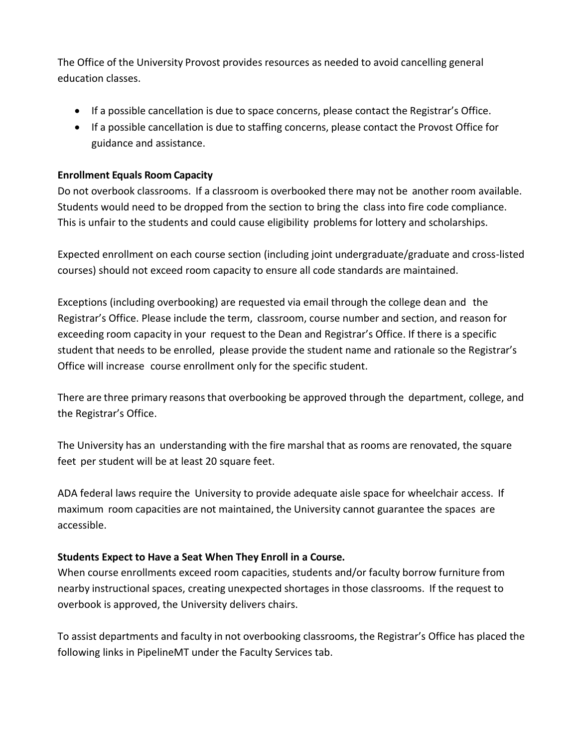The Office of the University Provost provides resources as needed to avoid cancelling general education classes.

- If a possible cancellation is due to space concerns, please contact the Registrar's Office.
- If a possible cancellation is due to staffing concerns, please contact the Provost Office for guidance and assistance.

**Enrollment Equals Room Capacity**

Do not overbook classrooms. If a classroom is overbooked there may not be another room available. Students would need to be dropped from the section to bring the class into fire code compliance. This is unfair to the students and could cause eligibility problems for lottery and scholarships.

Expected enrollment on each course section (including joint undergraduate/graduate and cross-listed courses) should not exceed room capacity to ensure all code standards are maintained.

Exceptions (including overbooking) are requested via email through the college dean and the Registrar's Office. Please include the term, classroom, course number and section, and reason for exceeding room capacity in your request to the Dean and Registrar's Office. If there is a specific student that needs to be enrolled, please provide the student name and rationale so the Registrar's Office will increase course enrollment only for the specific student.

There are three primary reasons that overbooking be approved through the department, college, and the Registrar's Office.

The University has an understanding with the fire marshal that as rooms are renovated, the square feet per student will be at least 20 square feet.

ADA federal laws require the University to provide adequate aisle space for wheelchair access. If maximum room capacities are not maintained, the University cannot guarantee the spaces are accessible.

**Students Expect to Have a Seat When They Enroll in a Course.**

When course enrollments exceed room capacities, students and/or faculty borrow furniture from nearby instructional spaces, creating unexpected shortages in those classrooms. If the request to overbook is approved, the University delivers chairs.

To assist departments and faculty in not overbooking classrooms, the Registrar's Office has placed the following links in PipelineMT under the Faculty Services tab.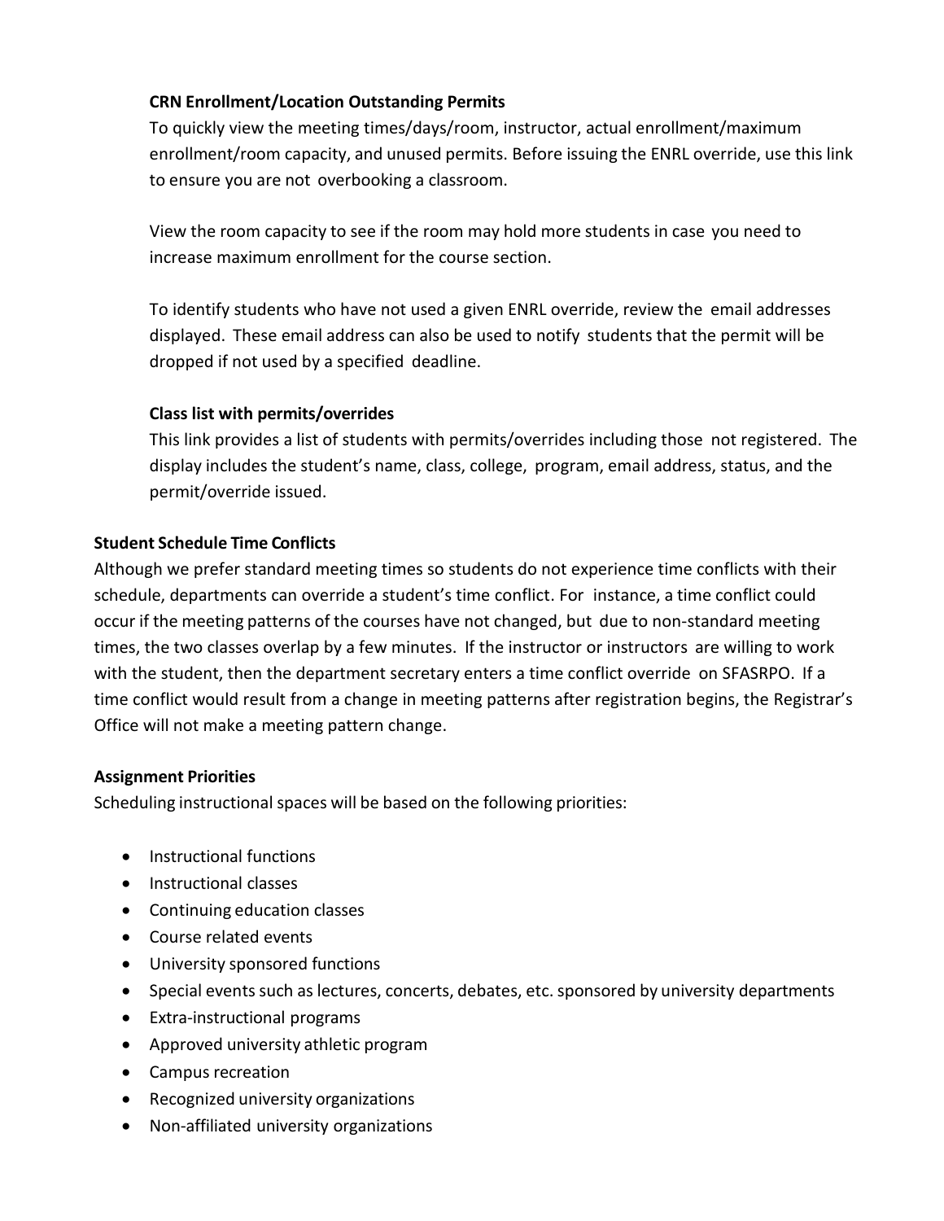**CRN Enrollment/Location Outstanding Permits**

To quickly view the meeting times/days/room, instructor, actual enrollment/maximum enrollment/room capacity, and unused permits. Before issuing the ENRL override, use this link to ensure you are not overbooking a classroom.

View the room capacity to see if the room may hold more students in case you need to increase maximum enrollment for the course section.

To identify students who have not used a given ENRL override, review the email addresses displayed. These email address can also be used to notify students that the permit will be dropped if not used by a specified deadline.

**Class list with permits/overrides**

This link provides a list of students with permits/overrides including those not registered. The display includes the student's name, class, college, program, email address, status, and the permit/override issued.

**Student Schedule Time Conflicts**

Although we prefer standard meeting times so students do not experience time conflicts with their schedule, departments can override a student's time conflict. For instance, a time conflict could occur if the meeting patterns of the courses have not changed, but due to non-standard meeting times, the two classes overlap by a few minutes. If the instructor or instructors are willing to work with the student, then the department secretary enters a time conflict override on SFASRPO. If a time conflict would result from a change in meeting patterns after registration begins, the Registrar's Office will not make a meeting pattern change.

**Assignment Priorities**

Scheduling instructional spaces will be based on the following priorities:

- Instructional functions
- Instructional classes
- Continuing education classes
- Course related events
- University sponsored functions
- Special events such as lectures, concerts, debates, etc. sponsored by university departments
- Extra-instructional programs
- Approved university athletic program
- Campus recreation
- Recognized university organizations
- Non-affiliated university organizations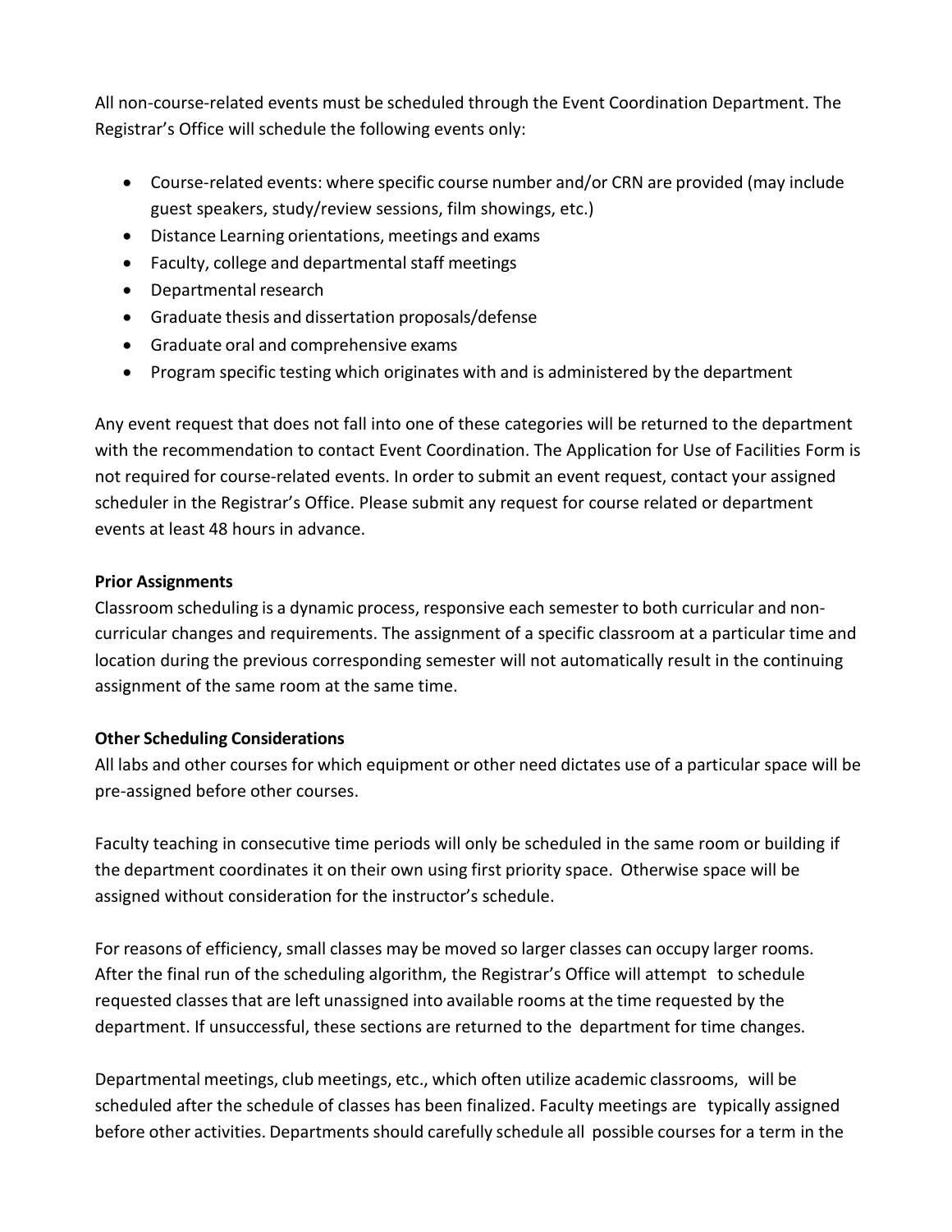All non-course-related events must be scheduled through the Event Coordination Department. The Registrar's Office will schedule the following events only:

- Course-related events: where specific course number and/or CRN are provided (may include guest speakers, study/review sessions, film showings, etc.)
- Distance Learning orientations, meetings and exams
- Faculty, college and departmental staff meetings
- Departmental research
- Graduate thesis and dissertation proposals/defense
- Graduate oral and comprehensive exams
- Program specific testing which originates with and is administered by the department

Any event request that does not fall into one of these categories will be returned to the department with the recommendation to contact Event Coordination. The Application for Use of Facilities Form is not required for course-related events. In order to submit an event request, contact your assigned scheduler in the Registrar's Office. Please submit any request for course related or department events at least 48 hours in advance.

**Prior Assignments**

Classroom scheduling is a dynamic process, responsive each semester to both curricular and non-curricular changes and requirements. The assignment of a specific classroom at a particular time and location during the previous corresponding semester will not automatically result in the continuing assignment of the same room at the same time.

**Other Scheduling Considerations**

All labs and other courses for which equipment or other need dictates use of a particular space will be pre-assigned before other courses.

Faculty teaching in consecutive time periods will only be scheduled in the same room or building if the department coordinates it on their own using first priority space. Otherwise space will be assigned without consideration for the instructor's schedule.

For reasons of efficiency, small classes may be moved so larger classes can occupy larger rooms. After the final run of the scheduling algorithm, the Registrar's Office will attempt to schedule requested classes that are left unassigned into available rooms at the time requested by the department. If unsuccessful, these sections are returned to the department for time changes.

Departmental meetings, club meetings, etc., which often utilize academic classrooms, will be scheduled after the schedule of classes has been finalized. Faculty meetings are typically assigned before other activities. Departments should carefully schedule all possible courses for a term in the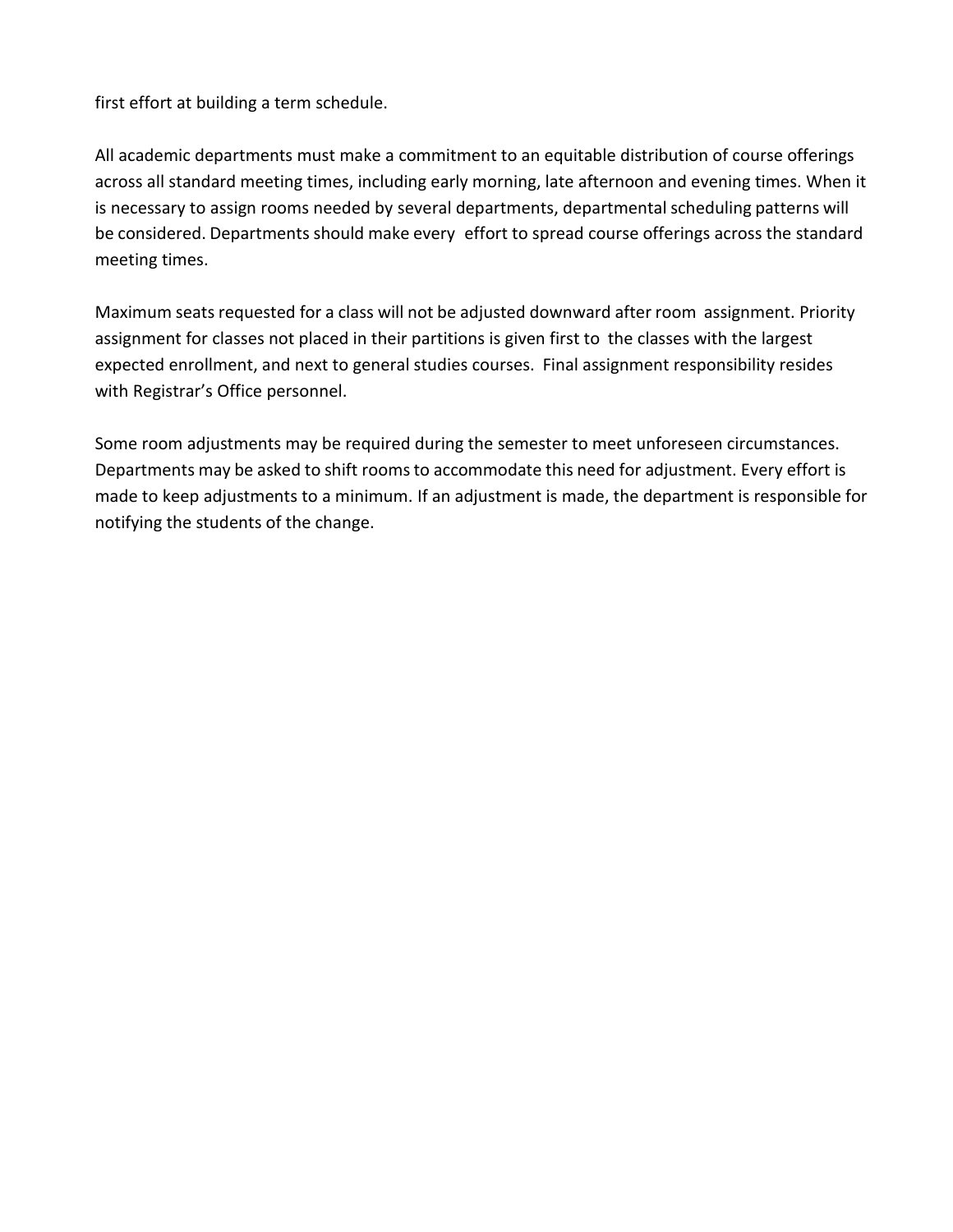first effort at building a term schedule.

All academic departments must make a commitment to an equitable distribution of course offerings across all standard meeting times, including early morning, late afternoon and evening times. When it is necessary to assign rooms needed by several departments, departmental scheduling patterns will be considered. Departments should make every effort to spread course offerings across the standard meeting times.

Maximum seats requested for a class will not be adjusted downward after room assignment. Priority assignment for classes not placed in their partitions is given first to the classes with the largest expected enrollment, and next to general studies courses. Final assignment responsibility resides with Registrar's Office personnel.

Some room adjustments may be required during the semester to meet unforeseen circumstances. Departments may be asked to shift rooms to accommodate this need for adjustment. Every effort is made to keep adjustments to a minimum. If an adjustment is made, the department is responsible for notifying the students of the change.